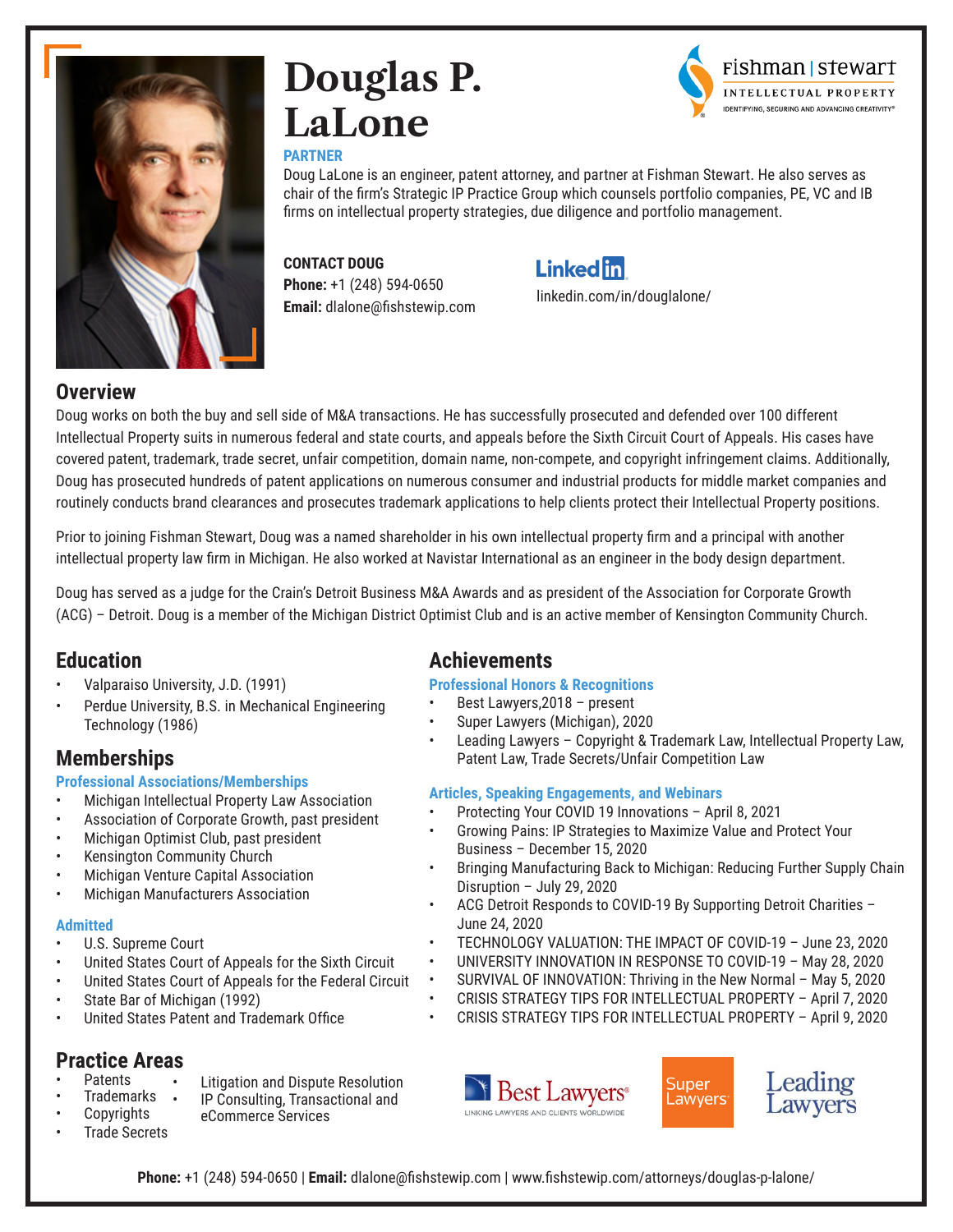# Douglas P. LaLone

fishman | stewart
INTELLECTUAL PROPERTY
IDENTIFYING, SECURING AND ADVANCING CREATIVITY®

**PARTNER**

Doug LaLone is an engineer, patent attorney, and partner at Fishman Stewart. He also serves as chair of the firm's Strategic IP Practice Group which counsels portfolio companies, PE, VC and IB firms on intellectual property strategies, due diligence and portfolio management.

**CONTACT DOUG**

**Phone:** +1 (248) 594-0650
**Email:** dlalone@fishstewip.com

LinkedIn
linkedin.com/in/douglalone/

## Overview

Doug works on both the buy and sell side of M&A transactions. He has successfully prosecuted and defended over 100 different Intellectual Property suits in numerous federal and state courts, and appeals before the Sixth Circuit Court of Appeals. His cases have covered patent, trademark, trade secret, unfair competition, domain name, non-compete, and copyright infringement claims. Additionally, Doug has prosecuted hundreds of patent applications on numerous consumer and industrial products for middle market companies and routinely conducts brand clearances and prosecutes trademark applications to help clients protect their Intellectual Property positions.

Prior to joining Fishman Stewart, Doug was a named shareholder in his own intellectual property firm and a principal with another intellectual property law firm in Michigan. He also worked at Navistar International as an engineer in the body design department.

Doug has served as a judge for the Crain's Detroit Business M&A Awards and as president of the Association for Corporate Growth (ACG) – Detroit. Doug is a member of the Michigan District Optimist Club and is an active member of Kensington Community Church.

## Education

- Valparaiso University, J.D. (1991)
- Perdue University, B.S. in Mechanical Engineering Technology (1986)

## Memberships

### Professional Associations/Memberships

- Michigan Intellectual Property Law Association
- Association of Corporate Growth, past president
- Michigan Optimist Club, past president
- Kensington Community Church
- Michigan Venture Capital Association
- Michigan Manufacturers Association

### Admitted

- U.S. Supreme Court
- United States Court of Appeals for the Sixth Circuit
- United States Court of Appeals for the Federal Circuit
- State Bar of Michigan (1992)
- United States Patent and Trademark Office

## Practice Areas

- Patents
- Trademarks
- Copyrights
- Trade Secrets
- Litigation and Dispute Resolution
- IP Consulting, Transactional and eCommerce Services

## Achievements

### Professional Honors & Recognitions

- Best Lawyers,2018 – present
- Super Lawyers (Michigan), 2020
- Leading Lawyers – Copyright & Trademark Law, Intellectual Property Law, Patent Law, Trade Secrets/Unfair Competition Law

### Articles, Speaking Engagements, and Webinars

- Protecting Your COVID 19 Innovations – April 8, 2021
- Growing Pains: IP Strategies to Maximize Value and Protect Your Business – December 15, 2020
- Bringing Manufacturing Back to Michigan: Reducing Further Supply Chain Disruption – July 29, 2020
- ACG Detroit Responds to COVID-19 By Supporting Detroit Charities – June 24, 2020
- TECHNOLOGY VALUATION: THE IMPACT OF COVID-19 – June 23, 2020
- UNIVERSITY INNOVATION IN RESPONSE TO COVID-19 – May 28, 2020
- SURVIVAL OF INNOVATION: Thriving in the New Normal – May 5, 2020
- CRISIS STRATEGY TIPS FOR INTELLECTUAL PROPERTY – April 7, 2020
- CRISIS STRATEGY TIPS FOR INTELLECTUAL PROPERTY – April 9, 2020

Best Lawyers® LINKING LAWYERS AND CLIENTS WORLDWIDE | Super Lawyers® | Leading Lawyers

**Phone:** +1 (248) 594-0650 | **Email:** dlalone@fishstewip.com | www.fishstewip.com/attorneys/douglas-p-lalone/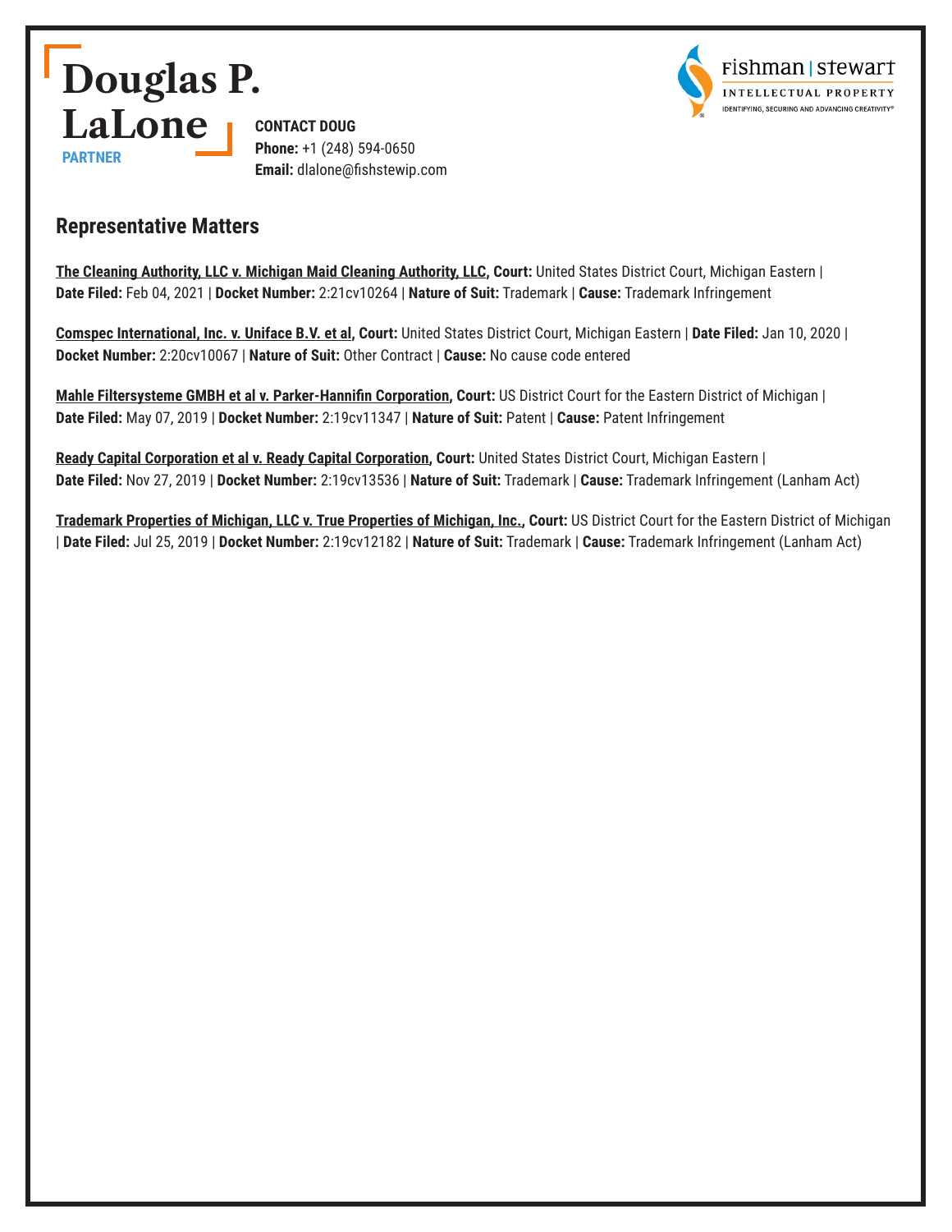# Douglas P. LaLone

**PARTNER**

**CONTACT DOUG**
**Phone:** +1 (248) 594-0650
**Email:** dlalone@fishstewip.com

## Representative Matters

**The Cleaning Authority, LLC v. Michigan Maid Cleaning Authority, LLC, Court:** United States District Court, Michigan Eastern | **Date Filed:** Feb 04, 2021 | **Docket Number:** 2:21cv10264 | **Nature of Suit:** Trademark | **Cause:** Trademark Infringement

**Comspec International, Inc. v. Uniface B.V. et al, Court:** United States District Court, Michigan Eastern | **Date Filed:** Jan 10, 2020 | **Docket Number:** 2:20cv10067 | **Nature of Suit:** Other Contract | **Cause:** No cause code entered

**Mahle Filtersysteme GMBH et al v. Parker-Hannifin Corporation, Court:** US District Court for the Eastern District of Michigan | **Date Filed:** May 07, 2019 | **Docket Number:** 2:19cv11347 | **Nature of Suit:** Patent | **Cause:** Patent Infringement

**Ready Capital Corporation et al v. Ready Capital Corporation, Court:** United States District Court, Michigan Eastern | **Date Filed:** Nov 27, 2019 | **Docket Number:** 2:19cv13536 | **Nature of Suit:** Trademark | **Cause:** Trademark Infringement (Lanham Act)

**Trademark Properties of Michigan, LLC v. True Properties of Michigan, Inc., Court:** US District Court for the Eastern District of Michigan | **Date Filed:** Jul 25, 2019 | **Docket Number:** 2:19cv12182 | **Nature of Suit:** Trademark | **Cause:** Trademark Infringement (Lanham Act)